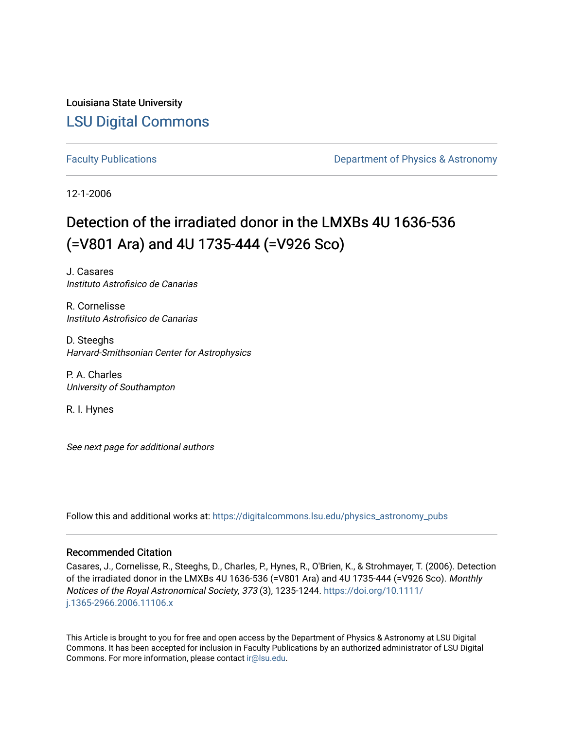Louisiana State University

# LSU Digital Commons

Faculty Publications

Department of Physics & Astronomy

12-1-2006

# Detection of the irradiated donor in the LMXBs 4U 1636-536 (=V801 Ara) and 4U 1735-444 (=V926 Sco)

J. Casares
*Instituto Astrofisico de Canarias*

R. Cornelisse
*Instituto Astrofisico de Canarias*

D. Steeghs
*Harvard-Smithsonian Center for Astrophysics*

P. A. Charles
*University of Southampton*

R. I. Hynes

*See next page for additional authors*

Follow this and additional works at: https://digitalcommons.lsu.edu/physics_astronomy_pubs

## Recommended Citation

Casares, J., Cornelisse, R., Steeghs, D., Charles, P., Hynes, R., O'Brien, K., & Strohmayer, T. (2006). Detection of the irradiated donor in the LMXBs 4U 1636-536 (=V801 Ara) and 4U 1735-444 (=V926 Sco). *Monthly Notices of the Royal Astronomical Society, 373* (3), 1235-1244. https://doi.org/10.1111/j.1365-2966.2006.11106.x

This Article is brought to you for free and open access by the Department of Physics & Astronomy at LSU Digital Commons. It has been accepted for inclusion in Faculty Publications by an authorized administrator of LSU Digital Commons. For more information, please contact ir@lsu.edu.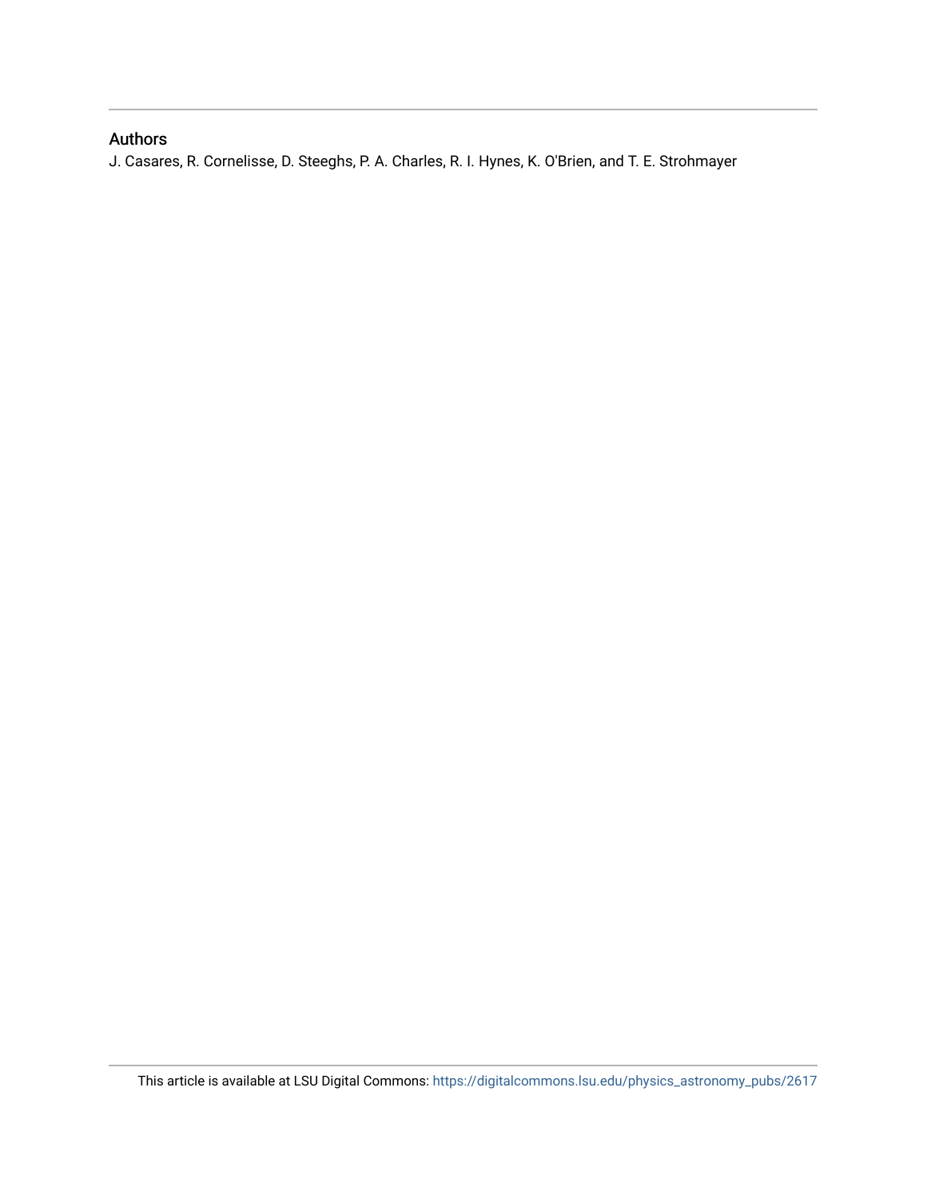## Authors

J. Casares, R. Cornelisse, D. Steeghs, P. A. Charles, R. I. Hynes, K. O'Brien, and T. E. Strohmayer

This article is available at LSU Digital Commons: https://digitalcommons.lsu.edu/physics_astronomy_pubs/2617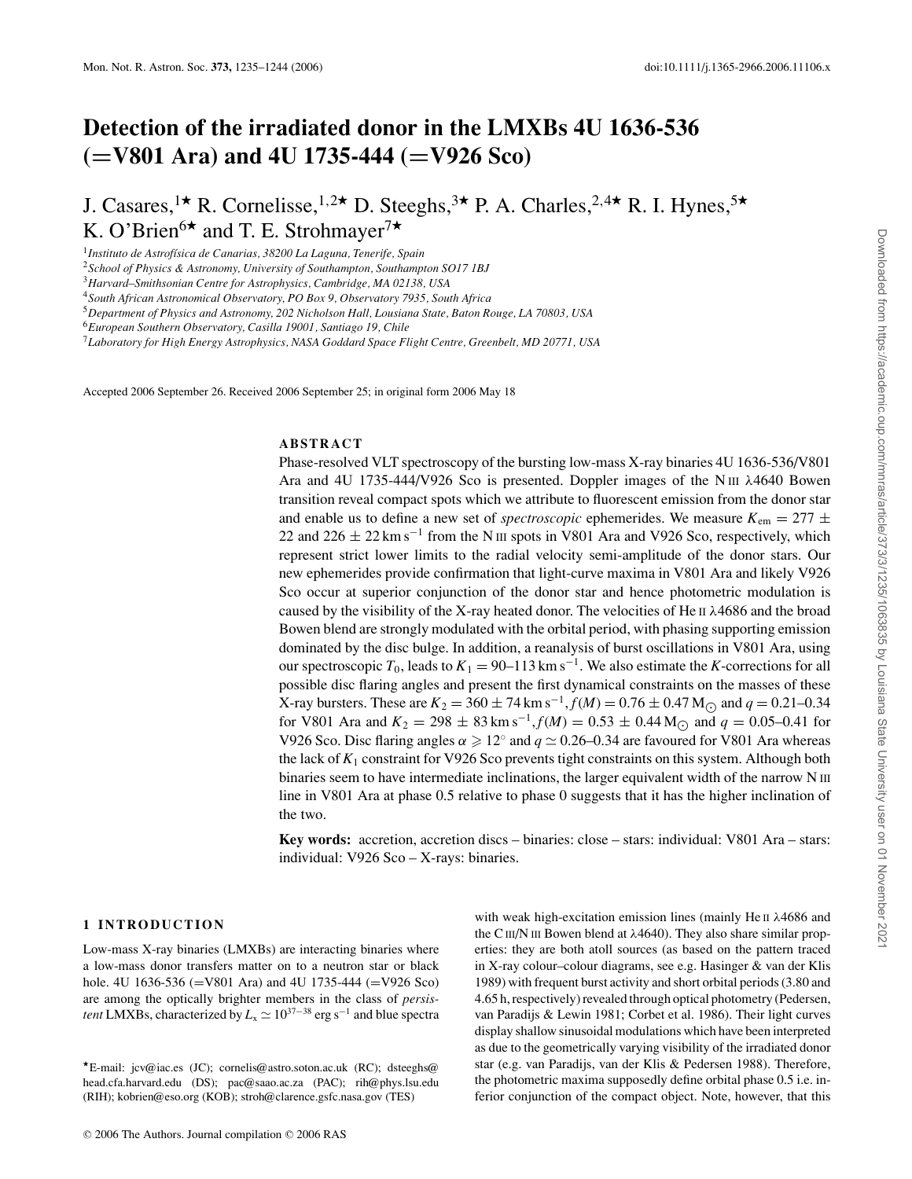# Detection of the irradiated donor in the LMXBs 4U 1636-536 (=V801 Ara) and 4U 1735-444 (=V926 Sco)

J. Casares,[1⋆] R. Cornelisse,[1,2⋆] D. Steeghs,[3⋆] P. A. Charles,[2,4⋆] R. I. Hynes,[5⋆] K. O'Brien[6⋆] and T. E. Strohmayer[7⋆]

[1]*Instituto de Astrofísica de Canarias, 38200 La Laguna, Tenerife, Spain*
[2]*School of Physics & Astronomy, University of Southampton, Southampton SO17 1BJ*
[3]*Harvard–Smithsonian Centre for Astrophysics, Cambridge, MA 02138, USA*
[4]*South African Astronomical Observatory, PO Box 9, Observatory 7935, South Africa*
[5]*Department of Physics and Astronomy, 202 Nicholson Hall, Lousiana State, Baton Rouge, LA 70803, USA*
[6]*European Southern Observatory, Casilla 19001, Santiago 19, Chile*
[7]*Laboratory for High Energy Astrophysics, NASA Goddard Space Flight Centre, Greenbelt, MD 20771, USA*

Accepted 2006 September 26. Received 2006 September 25; in original form 2006 May 18

## ABSTRACT

Phase-resolved VLT spectroscopy of the bursting low-mass X-ray binaries 4U 1636-536/V801 Ara and 4U 1735-444/V926 Sco is presented. Doppler images of the N III $\lambda$4640 Bowen transition reveal compact spots which we attribute to fluorescent emission from the donor star and enable us to define a new set of *spectroscopic* ephemerides. We measure $K_{\rm em} = 277 \pm 22$ and $226 \pm 22\,{\rm km\,s^{-1}}$ from the N III spots in V801 Ara and V926 Sco, respectively, which represent strict lower limits to the radial velocity semi-amplitude of the donor stars. Our new ephemerides provide confirmation that light-curve maxima in V801 Ara and likely V926 Sco occur at superior conjunction of the donor star and hence photometric modulation is caused by the visibility of the X-ray heated donor. The velocities of He II $\lambda$4686 and the broad Bowen blend are strongly modulated with the orbital period, with phasing supporting emission dominated by the disc bulge. In addition, a reanalysis of burst oscillations in V801 Ara, using our spectroscopic $T_0$, leads to $K_1 = 90$–$113\,{\rm km\,s^{-1}}$. We also estimate the $K$-corrections for all possible disc flaring angles and present the first dynamical constraints on the masses of these X-ray bursters. These are $K_2 = 360 \pm 74\,{\rm km\,s^{-1}}$, $f(M) = 0.76 \pm 0.47\,{\rm M_\odot}$ and $q = 0.21$–$0.34$ for V801 Ara and $K_2 = 298 \pm 83\,{\rm km\,s^{-1}}$, $f(M) = 0.53 \pm 0.44\,{\rm M_\odot}$ and $q = 0.05$–$0.41$ for V926 Sco. Disc flaring angles $\alpha \geqslant 12^\circ$ and $q \simeq 0.26$–$0.34$ are favoured for V801 Ara whereas the lack of $K_1$ constraint for V926 Sco prevents tight constraints on this system. Although both binaries seem to have intermediate inclinations, the larger equivalent width of the narrow N III line in V801 Ara at phase 0.5 relative to phase 0 suggests that it has the higher inclination of the two.

**Key words:** accretion, accretion discs – binaries: close – stars: individual: V801 Ara – stars: individual: V926 Sco – X-rays: binaries.

## 1 INTRODUCTION

Low-mass X-ray binaries (LMXBs) are interacting binaries where a low-mass donor transfers matter on to a neutron star or black hole. 4U 1636-536 (=V801 Ara) and 4U 1735-444 (=V926 Sco) are among the optically brighter members in the class of *persistent* LMXBs, characterized by $L_x \simeq 10^{37-38}\,{\rm erg\,s^{-1}}$ and blue spectra with weak high-excitation emission lines (mainly He II $\lambda$4686 and the C III/N III Bowen blend at $\lambda$4640). They also share similar properties: they are both atoll sources (as based on the pattern traced in X-ray colour–colour diagrams, see e.g. Hasinger & van der Klis 1989) with frequent burst activity and short orbital periods (3.80 and 4.65 h, respectively) revealed through optical photometry (Pedersen, van Paradijs & Lewin 1981; Corbet et al. 1986). Their light curves display shallow sinusoidal modulations which have been interpreted as due to the geometrically varying visibility of the irradiated donor star (e.g. van Paradijs, van der Klis & Pedersen 1988). Therefore, the photometric maxima supposedly define orbital phase 0.5 i.e. inferior conjunction of the compact object. Note, however, that this

⋆E-mail: jcv@iac.es (JC); cornelis@astro.soton.ac.uk (RC); dsteeghs@head.cfa.harvard.edu (DS); pac@saao.ac.za (PAC); rih@phys.lsu.edu (RIH); kobrien@eso.org (KOB); stroh@clarence.gsfc.nasa.gov (TES)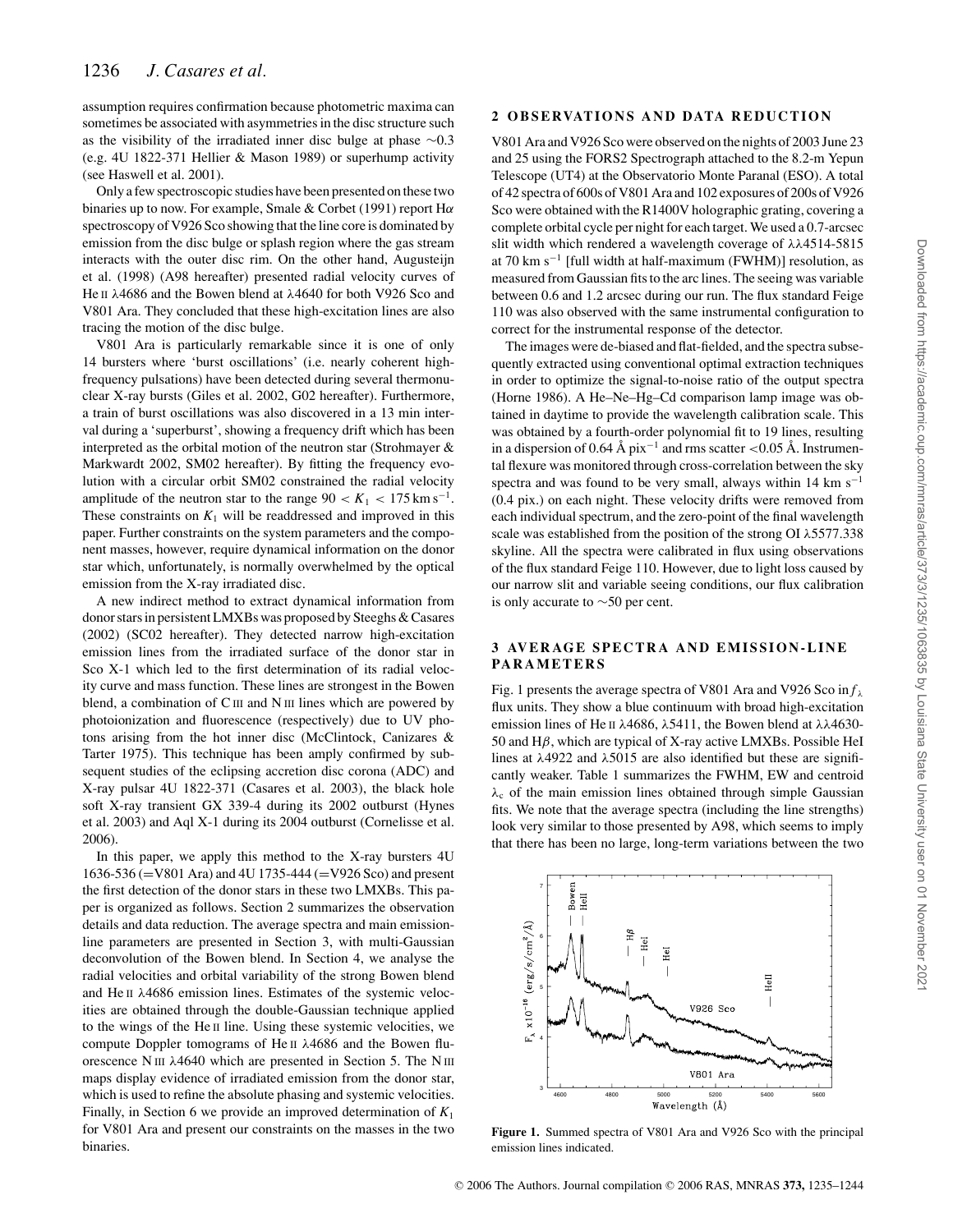assumption requires confirmation because photometric maxima can sometimes be associated with asymmetries in the disc structure such as the visibility of the irradiated inner disc bulge at phase ~0.3 (e.g. 4U 1822-371 Hellier & Mason 1989) or superhump activity (see Haswell et al. 2001).

Only a few spectroscopic studies have been presented on these two binaries up to now. For example, Smale & Corbet (1991) report Hα spectroscopy of V926 Sco showing that the line core is dominated by emission from the disc bulge or splash region where the gas stream interacts with the outer disc rim. On the other hand, Augusteijn et al. (1998) (A98 hereafter) presented radial velocity curves of He II λ4686 and the Bowen blend at λ4640 for both V926 Sco and V801 Ara. They concluded that these high-excitation lines are also tracing the motion of the disc bulge.

V801 Ara is particularly remarkable since it is one of only 14 bursters where 'burst oscillations' (i.e. nearly coherent high-frequency pulsations) have been detected during several thermonuclear X-ray bursts (Giles et al. 2002, G02 hereafter). Furthermore, a train of burst oscillations was also discovered in a 13 min interval during a 'superburst', showing a frequency drift which has been interpreted as the orbital motion of the neutron star (Strohmayer & Markwardt 2002, SM02 hereafter). By fitting the frequency evolution with a circular orbit SM02 constrained the radial velocity amplitude of the neutron star to the range $90 < K_1 < 175\,\mathrm{km\,s^{-1}}$. These constraints on $K_1$ will be readdressed and improved in this paper. Further constraints on the system parameters and the component masses, however, require dynamical information on the donor star which, unfortunately, is normally overwhelmed by the optical emission from the X-ray irradiated disc.

A new indirect method to extract dynamical information from donor stars in persistent LMXBs was proposed by Steeghs & Casares (2002) (SC02 hereafter). They detected narrow high-excitation emission lines from the irradiated surface of the donor star in Sco X-1 which led to the first determination of its radial velocity curve and mass function. These lines are strongest in the Bowen blend, a combination of C III and N III lines which are powered by photoionization and fluorescence (respectively) due to UV photons arising from the hot inner disc (McClintock, Canizares & Tarter 1975). This technique has been amply confirmed by subsequent studies of the eclipsing accretion disc corona (ADC) and X-ray pulsar 4U 1822-371 (Casares et al. 2003), the black hole soft X-ray transient GX 339-4 during its 2002 outburst (Hynes et al. 2003) and Aql X-1 during its 2004 outburst (Cornelisse et al. 2006).

In this paper, we apply this method to the X-ray bursters 4U 1636-536 (=V801 Ara) and 4U 1735-444 (=V926 Sco) and present the first detection of the donor stars in these two LMXBs. This paper is organized as follows. Section 2 summarizes the observation details and data reduction. The average spectra and main emission-line parameters are presented in Section 3, with multi-Gaussian deconvolution of the Bowen blend. In Section 4, we analyse the radial velocities and orbital variability of the strong Bowen blend and He II λ4686 emission lines. Estimates of the systemic velocities are obtained through the double-Gaussian technique applied to the wings of the He II line. Using these systemic velocities, we compute Doppler tomograms of He II λ4686 and the Bowen fluorescence N III λ4640 which are presented in Section 5. The N III maps display evidence of irradiated emission from the donor star, which is used to refine the absolute phasing and systemic velocities. Finally, in Section 6 we provide an improved determination of $K_1$ for V801 Ara and present our constraints on the masses in the two binaries.

## 2 OBSERVATIONS AND DATA REDUCTION

V801 Ara and V926 Sco were observed on the nights of 2003 June 23 and 25 using the FORS2 Spectrograph attached to the 8.2-m Yepun Telescope (UT4) at the Observatorio Monte Paranal (ESO). A total of 42 spectra of 600s of V801 Ara and 102 exposures of 200s of V926 Sco were obtained with the R1400V holographic grating, covering a complete orbital cycle per night for each target. We used a 0.7-arcsec slit width which rendered a wavelength coverage of λλ4514-5815 at 70 km s$^{-1}$ [full width at half-maximum (FWHM)] resolution, as measured from Gaussian fits to the arc lines. The seeing was variable between 0.6 and 1.2 arcsec during our run. The flux standard Feige 110 was also observed with the same instrumental configuration to correct for the instrumental response of the detector.

The images were de-biased and flat-fielded, and the spectra subsequently extracted using conventional optimal extraction techniques in order to optimize the signal-to-noise ratio of the output spectra (Horne 1986). A He–Ne–Hg–Cd comparison lamp image was obtained in daytime to provide the wavelength calibration scale. This was obtained by a fourth-order polynomial fit to 19 lines, resulting in a dispersion of 0.64 Å pix$^{-1}$ and rms scatter <0.05 Å. Instrumental flexure was monitored through cross-correlation between the sky spectra and was found to be very small, always within 14 km s$^{-1}$ (0.4 pix.) on each night. These velocity drifts were removed from each individual spectrum, and the zero-point of the final wavelength scale was established from the position of the strong OI λ5577.338 skyline. All the spectra were calibrated in flux using observations of the flux standard Feige 110. However, due to light loss caused by our narrow slit and variable seeing conditions, our flux calibration is only accurate to ~50 per cent.

## 3 AVERAGE SPECTRA AND EMISSION-LINE PARAMETERS

Fig. 1 presents the average spectra of V801 Ara and V926 Sco in $f_\lambda$ flux units. They show a blue continuum with broad high-excitation emission lines of He II λ4686, λ5411, the Bowen blend at λλ4630-50 and Hβ, which are typical of X-ray active LMXBs. Possible HeI lines at λ4922 and λ5015 are also identified but these are significantly weaker. Table 1 summarizes the FWHM, EW and centroid $\lambda_c$ of the main emission lines obtained through simple Gaussian fits. We note that the average spectra (including the line strengths) look very similar to those presented by A98, which seems to imply that there has been no large, long-term variations between the two

**Figure 1.** Summed spectra of V801 Ara and V926 Sco with the principal emission lines indicated.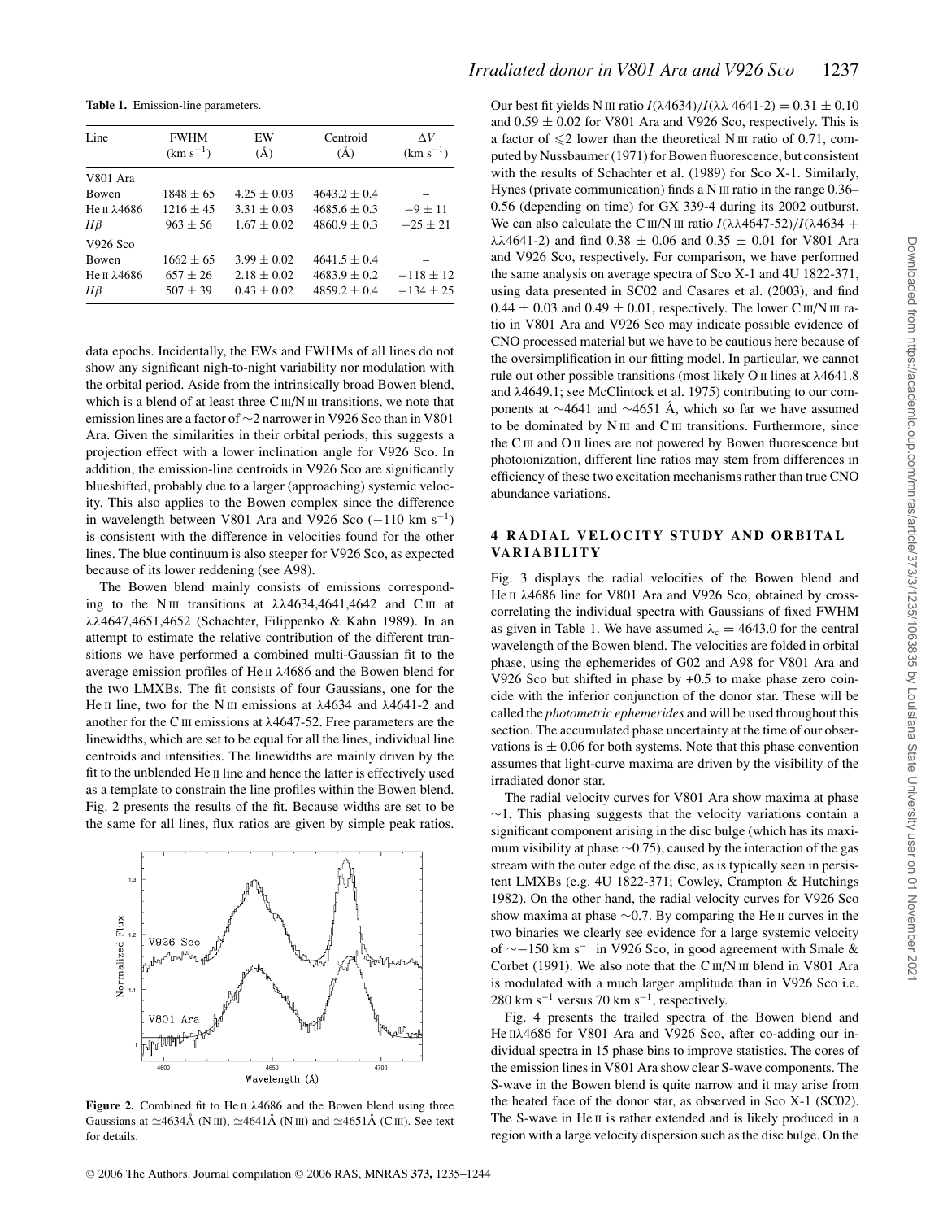**Table 1.** Emission-line parameters.

| Line | FWHM ($\mathrm{km\,s^{-1}}$) | EW (Å) | Centroid (Å) | $\Delta V$ ($\mathrm{km\,s^{-1}}$) |
|---|---|---|---|---|
| V801 Ara | | | | |
| Bowen | $1848 \pm 65$ | $4.25 \pm 0.03$ | $4643.2 \pm 0.4$ | – |
| He II $\lambda$4686 | $1216 \pm 45$ | $3.31 \pm 0.03$ | $4685.6 \pm 0.3$ | $-9 \pm 11$ |
| $H\beta$ | $963 \pm 56$ | $1.67 \pm 0.02$ | $4860.9 \pm 0.3$ | $-25 \pm 21$ |
| V926 Sco | | | | |
| Bowen | $1662 \pm 65$ | $3.99 \pm 0.02$ | $4641.5 \pm 0.4$ | – |
| He II $\lambda$4686 | $657 \pm 26$ | $2.18 \pm 0.02$ | $4683.9 \pm 0.2$ | $-118 \pm 12$ |
| $H\beta$ | $507 \pm 39$ | $0.43 \pm 0.02$ | $4859.2 \pm 0.4$ | $-134 \pm 25$ |

data epochs. Incidentally, the EWs and FWHMs of all lines do not show any significant nigh-to-night variability nor modulation with the orbital period. Aside from the intrinsically broad Bowen blend, which is a blend of at least three C III/N III transitions, we note that emission lines are a factor of ~2 narrower in V926 Sco than in V801 Ara. Given the similarities in their orbital periods, this suggests a projection effect with a lower inclination angle for V926 Sco. In addition, the emission-line centroids in V926 Sco are significantly blueshifted, probably due to a larger (approaching) systemic velocity. This also applies to the Bowen complex since the difference in wavelength between V801 Ara and V926 Sco ($-110$ km s$^{-1}$) is consistent with the difference in velocities found for the other lines. The blue continuum is also steeper for V926 Sco, as expected because of its lower reddening (see A98).

The Bowen blend mainly consists of emissions corresponding to the N III transitions at $\lambda\lambda$4634,4641,4642 and C III at $\lambda\lambda$4647,4651,4652 (Schachter, Filippenko & Kahn 1989). In an attempt to estimate the relative contribution of the different transitions we have performed a combined multi-Gaussian fit to the average emission profiles of He II $\lambda$4686 and the Bowen blend for the two LMXBs. The fit consists of four Gaussians, one for the He II line, two for the N III emissions at $\lambda$4634 and $\lambda$4641-2 and another for the C III emissions at $\lambda$4647-52. Free parameters are the linewidths, which are set to be equal for all the lines, individual line centroids and intensities. The linewidths are mainly driven by the fit to the unblended He II line and hence the latter is effectively used as a template to constrain the line profiles within the Bowen blend. Fig. 2 presents the results of the fit. Because widths are set to be the same for all lines, flux ratios are given by simple peak ratios.

**Figure 2.** Combined fit to He II $\lambda$4686 and the Bowen blend using three Gaussians at $\simeq$4634Å (N III), $\simeq$4641Å (N III) and $\simeq$4651Å (C III). See text for details.

Our best fit yields N III ratio $I(\lambda4634)/I(\lambda\lambda\ 4641\text{-}2) = 0.31 \pm 0.10$ and $0.59 \pm 0.02$ for V801 Ara and V926 Sco, respectively. This is a factor of $\leqslant 2$ lower than the theoretical N III ratio of 0.71, computed by Nussbaumer (1971) for Bowen fluorescence, but consistent with the results of Schachter et al. (1989) for Sco X-1. Similarly, Hynes (private communication) finds a N III ratio in the range 0.36–0.56 (depending on time) for GX 339-4 during its 2002 outburst. We can also calculate the C III/N III ratio $I(\lambda\lambda4647\text{-}52)/I(\lambda4634 + \lambda\lambda4641\text{-}2)$ and find $0.38 \pm 0.06$ and $0.35 \pm 0.01$ for V801 Ara and V926 Sco, respectively. For comparison, we have performed the same analysis on average spectra of Sco X-1 and 4U 1822-371, using data presented in SC02 and Casares et al. (2003), and find $0.44 \pm 0.03$ and $0.49 \pm 0.01$, respectively. The lower C III/N III ratio in V801 Ara and V926 Sco may indicate possible evidence of CNO processed material but we have to be cautious here because of the oversimplification in our fitting model. In particular, we cannot rule out other possible transitions (most likely O II lines at $\lambda$4641.8 and $\lambda$4649.1; see McClintock et al. 1975) contributing to our components at ~4641 and ~4651 Å, which so far we have assumed to be dominated by N III and C III transitions. Furthermore, since the C III and O II lines are not powered by Bowen fluorescence but photoionization, different line ratios may stem from differences in efficiency of these two excitation mechanisms rather than true CNO abundance variations.

## 4 RADIAL VELOCITY STUDY AND ORBITAL VARIABILITY

Fig. 3 displays the radial velocities of the Bowen blend and He II $\lambda$4686 line for V801 Ara and V926 Sco, obtained by cross-correlating the individual spectra with Gaussians of fixed FWHM as given in Table 1. We have assumed $\lambda_c = 4643.0$ for the central wavelength of the Bowen blend. The velocities are folded in orbital phase, using the ephemerides of G02 and A98 for V801 Ara and V926 Sco but shifted in phase by +0.5 to make phase zero coincide with the inferior conjunction of the donor star. These will be called the *photometric ephemerides* and will be used throughout this section. The accumulated phase uncertainty at the time of our observations is $\pm$ 0.06 for both systems. Note that this phase convention assumes that light-curve maxima are driven by the visibility of the irradiated donor star.

The radial velocity curves for V801 Ara show maxima at phase ~1. This phasing suggests that the velocity variations contain a significant component arising in the disc bulge (which has its maximum visibility at phase ~0.75), caused by the interaction of the gas stream with the outer edge of the disc, as is typically seen in persistent LMXBs (e.g. 4U 1822-371; Cowley, Crampton & Hutchings 1982). On the other hand, the radial velocity curves for V926 Sco show maxima at phase ~0.7. By comparing the He II curves in the two binaries we clearly see evidence for a large systemic velocity of ~$-150$ km s$^{-1}$ in V926 Sco, in good agreement with Smale & Corbet (1991). We also note that the C III/N III blend in V801 Ara is modulated with a much larger amplitude than in V926 Sco i.e. 280 km s$^{-1}$ versus 70 km s$^{-1}$, respectively.

Fig. 4 presents the trailed spectra of the Bowen blend and He II$\lambda$4686 for V801 Ara and V926 Sco, after co-adding our individual spectra in 15 phase bins to improve statistics. The cores of the emission lines in V801 Ara show clear S-wave components. The S-wave in the Bowen blend is quite narrow and it may arise from the heated face of the donor star, as observed in Sco X-1 (SC02). The S-wave in He II is rather extended and is likely produced in a region with a large velocity dispersion such as the disc bulge. On the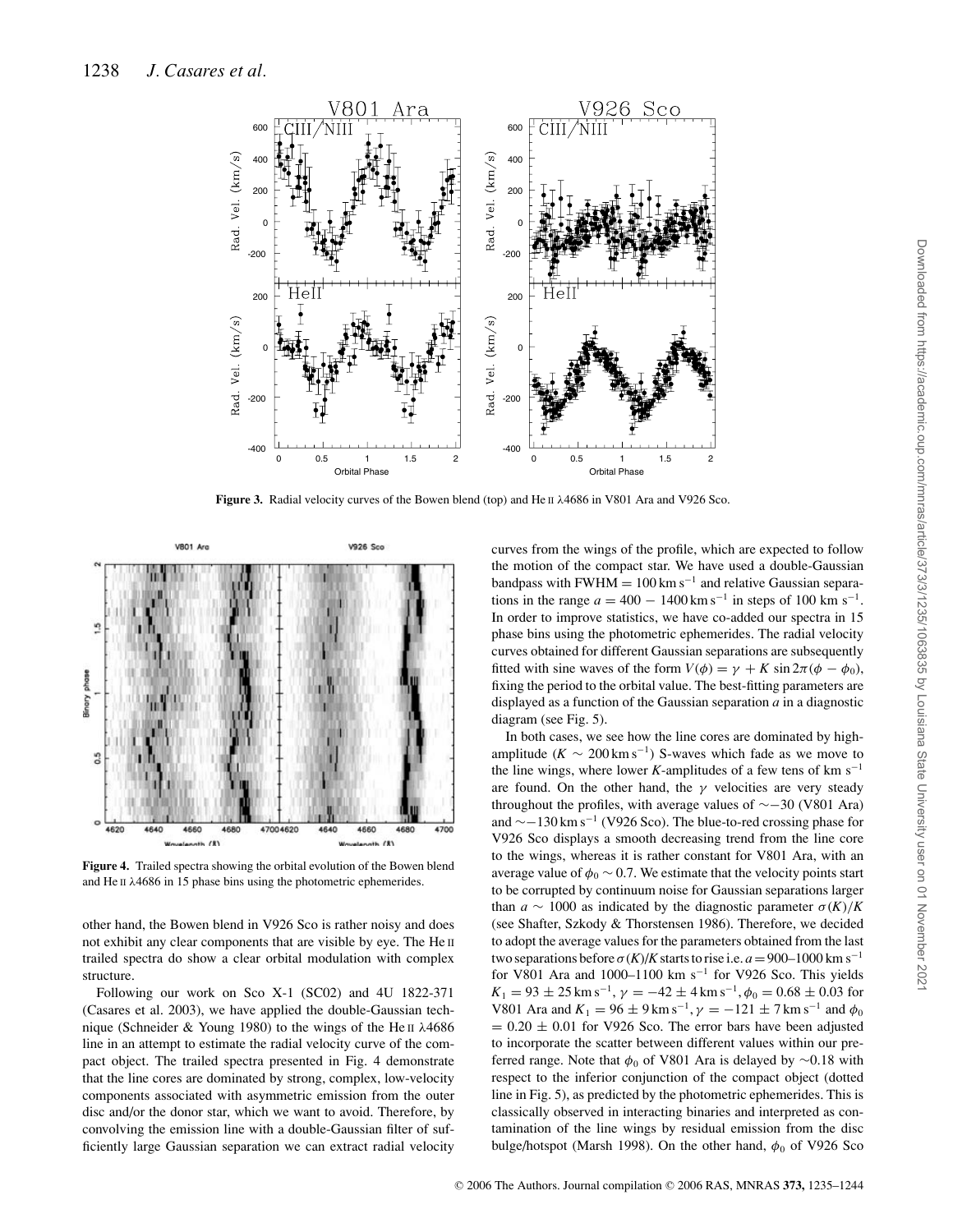**Figure 3.** Radial velocity curves of the Bowen blend (top) and He II $\lambda$4686 in V801 Ara and V926 Sco.

**Figure 4.** Trailed spectra showing the orbital evolution of the Bowen blend and He II $\lambda$4686 in 15 phase bins using the photometric ephemerides.

other hand, the Bowen blend in V926 Sco is rather noisy and does not exhibit any clear components that are visible by eye. The He II trailed spectra do show a clear orbital modulation with complex structure.

Following our work on Sco X-1 (SC02) and 4U 1822-371 (Casares et al. 2003), we have applied the double-Gaussian technique (Schneider & Young 1980) to the wings of the He II $\lambda$4686 line in an attempt to estimate the radial velocity curve of the compact object. The trailed spectra presented in Fig. 4 demonstrate that the line cores are dominated by strong, complex, low-velocity components associated with asymmetric emission from the outer disc and/or the donor star, which we want to avoid. Therefore, by convolving the emission line with a double-Gaussian filter of sufficiently large Gaussian separation we can extract radial velocity curves from the wings of the profile, which are expected to follow the motion of the compact star. We have used a double-Gaussian bandpass with FWHM = 100 km s$^{-1}$ and relative Gaussian separations in the range $a = 400 - 1400$ km s$^{-1}$ in steps of 100 km s$^{-1}$. In order to improve statistics, we have co-added our spectra in 15 phase bins using the photometric ephemerides. The radial velocity curves obtained for different Gaussian separations are subsequently fitted with sine waves of the form $V(\phi) = \gamma + K \sin 2\pi(\phi - \phi_0)$, fixing the period to the orbital value. The best-fitting parameters are displayed as a function of the Gaussian separation $a$ in a diagnostic diagram (see Fig. 5).

In both cases, we see how the line cores are dominated by high-amplitude ($K \sim 200$ km s$^{-1}$) S-waves which fade as we move to the line wings, where lower $K$-amplitudes of a few tens of km s$^{-1}$ are found. On the other hand, the $\gamma$ velocities are very steady throughout the profiles, with average values of $\sim -30$ (V801 Ara) and $\sim -130$ km s$^{-1}$ (V926 Sco). The blue-to-red crossing phase for V926 Sco displays a smooth decreasing trend from the line core to the wings, whereas it is rather constant for V801 Ara, with an average value of $\phi_0 \sim 0.7$. We estimate that the velocity points start to be corrupted by continuum noise for Gaussian separations larger than $a \sim 1000$ as indicated by the diagnostic parameter $\sigma(K)/K$ (see Shafter, Szkody & Thorstensen 1986). Therefore, we decided to adopt the average values for the parameters obtained from the last two separations before $\sigma(K)/K$ starts to rise i.e. $a = 900$–$1000$ km s$^{-1}$ for V801 Ara and 1000–1100 km s$^{-1}$ for V926 Sco. This yields $K_1 = 93 \pm 25$ km s$^{-1}$, $\gamma = -42 \pm 4$ km s$^{-1}$, $\phi_0 = 0.68 \pm 0.03$ for V801 Ara and $K_1 = 96 \pm 9$ km s$^{-1}$, $\gamma = -121 \pm 7$ km s$^{-1}$ and $\phi_0 = 0.20 \pm 0.01$ for V926 Sco. The error bars have been adjusted to incorporate the scatter between different values within our preferred range. Note that $\phi_0$ of V801 Ara is delayed by $\sim$0.18 with respect to the inferior conjunction of the compact object (dotted line in Fig. 5), as predicted by the photometric ephemerides. This is classically observed in interacting binaries and interpreted as contamination of the line wings by residual emission from the disc bulge/hotspot (Marsh 1998). On the other hand, $\phi_0$ of V926 Sco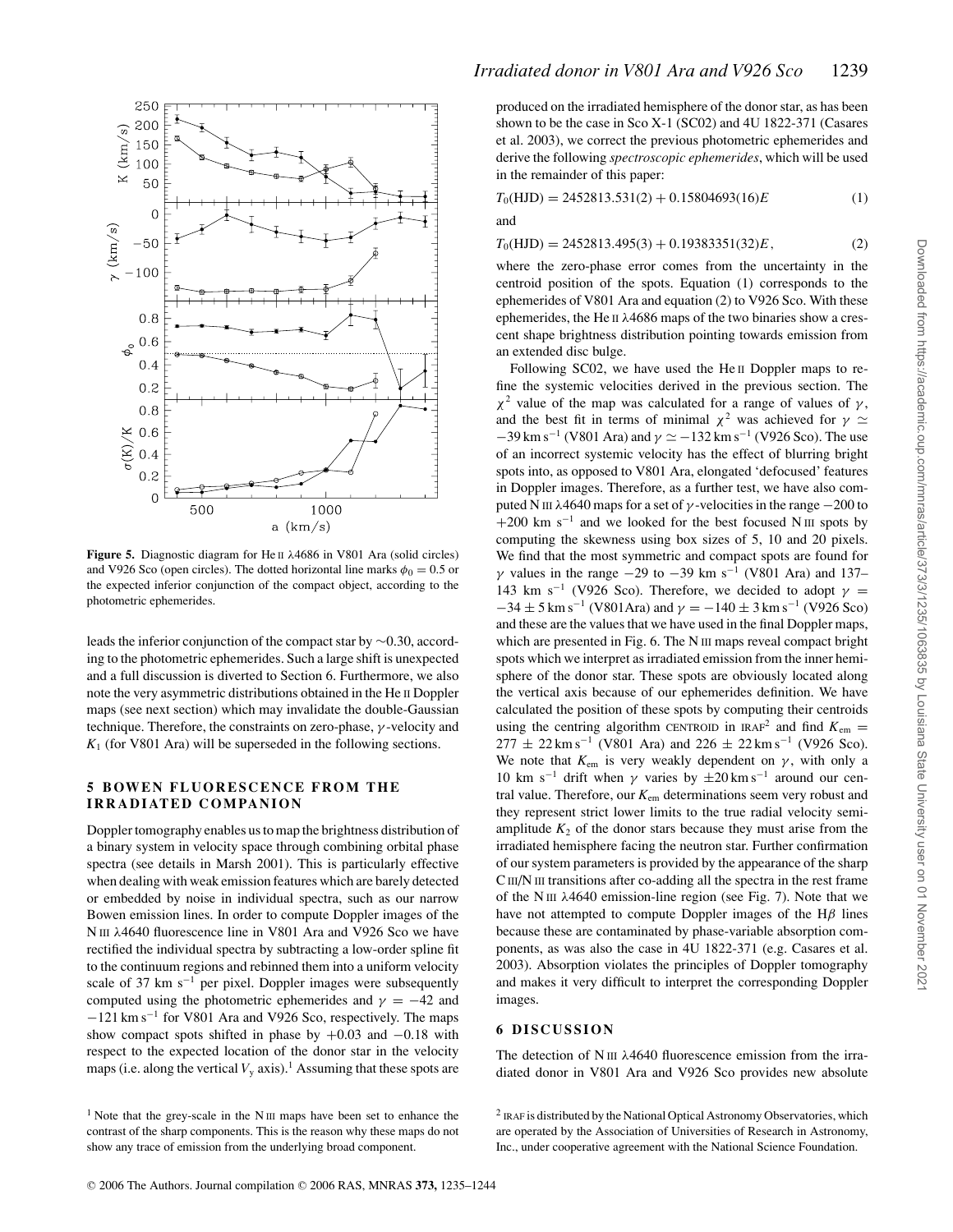Figure 5. Diagnostic diagram for He II $\lambda$4686 in V801 Ara (solid circles) and V926 Sco (open circles). The dotted horizontal line marks $\phi_0 = 0.5$ or the expected inferior conjunction of the compact object, according to the photometric ephemerides.

leads the inferior conjunction of the compact star by $\sim$0.30, according to the photometric ephemerides. Such a large shift is unexpected and a full discussion is diverted to Section 6. Furthermore, we also note the very asymmetric distributions obtained in the He II Doppler maps (see next section) which may invalidate the double-Gaussian technique. Therefore, the constraints on zero-phase, $\gamma$-velocity and $K_1$ (for V801 Ara) will be superseded in the following sections.

## 5 BOWEN FLUORESCENCE FROM THE IRRADIATED COMPANION

Doppler tomography enables us to map the brightness distribution of a binary system in velocity space through combining orbital phase spectra (see details in Marsh 2001). This is particularly effective when dealing with weak emission features which are barely detected or embedded by noise in individual spectra, such as our narrow Bowen emission lines. In order to compute Doppler images of the N III $\lambda$4640 fluorescence line in V801 Ara and V926 Sco we have rectified the individual spectra by subtracting a low-order spline fit to the continuum regions and rebinned them into a uniform velocity scale of 37 km s$^{-1}$ per pixel. Doppler images were subsequently computed using the photometric ephemerides and $\gamma = -42$ and $-121$ km s$^{-1}$ for V801 Ara and V926 Sco, respectively. The maps show compact spots shifted in phase by $+0.03$ and $-0.18$ with respect to the expected location of the donor star in the velocity maps (i.e. along the vertical $V_y$ axis).[1] Assuming that these spots are produced on the irradiated hemisphere of the donor star, as has been shown to be the case in Sco X-1 (SC02) and 4U 1822-371 (Casares et al. 2003), we correct the previous photometric ephemerides and derive the following *spectroscopic ephemerides*, which will be used in the remainder of this paper:

$$T_0(\mathrm{HJD}) = 2452813.531(2) + 0.15804693(16)E \quad (1)$$

and

$$T_0(\mathrm{HJD}) = 2452813.495(3) + 0.19383351(32)E, \quad (2)$$

where the zero-phase error comes from the uncertainty in the centroid position of the spots. Equation (1) corresponds to the ephemerides of V801 Ara and equation (2) to V926 Sco. With these ephemerides, the He II $\lambda$4686 maps of the two binaries show a crescent shape brightness distribution pointing towards emission from an extended disc bulge.

Following SC02, we have used the He II Doppler maps to refine the systemic velocities derived in the previous section. The $\chi^2$ value of the map was calculated for a range of values of $\gamma$, and the best fit in terms of minimal $\chi^2$ was achieved for $\gamma \simeq -39$ km s$^{-1}$ (V801 Ara) and $\gamma \simeq -132$ km s$^{-1}$ (V926 Sco). The use of an incorrect systemic velocity has the effect of blurring bright spots into, as opposed to V801 Ara, elongated 'defocused' features in Doppler images. Therefore, as a further test, we have also computed N III $\lambda$4640 maps for a set of $\gamma$-velocities in the range $-200$ to $+200$ km s$^{-1}$ and we looked for the best focused N III spots by computing the skewness using box sizes of 5, 10 and 20 pixels. We find that the most symmetric and compact spots are found for $\gamma$ values in the range $-29$ to $-39$ km s$^{-1}$ (V801 Ara) and 137–143 km s$^{-1}$ (V926 Sco). Therefore, we decided to adopt $\gamma = -34 \pm 5$ km s$^{-1}$ (V801Ara) and $\gamma = -140 \pm 3$ km s$^{-1}$ (V926 Sco) and these are the values that we have used in the final Doppler maps, which are presented in Fig. 6. The N III maps reveal compact bright spots which we interpret as irradiated emission from the inner hemisphere of the donor star. These spots are obviously located along the vertical axis because of our ephemerides definition. We have calculated the position of these spots by computing their centroids using the centring algorithm CENTROID in IRAF[2] and find $K_{\mathrm{em}} = 277 \pm 22$ km s$^{-1}$ (V801 Ara) and $226 \pm 22$ km s$^{-1}$ (V926 Sco). We note that $K_{\mathrm{em}}$ is very weakly dependent on $\gamma$, with only a 10 km s$^{-1}$ drift when $\gamma$ varies by $\pm 20$ km s$^{-1}$ around our central value. Therefore, our $K_{\mathrm{em}}$ determinations seem very robust and they represent strict lower limits to the true radial velocity semi-amplitude $K_2$ of the donor stars because they must arise from the irradiated hemisphere facing the neutron star. Further confirmation of our system parameters is provided by the appearance of the sharp C III/N III transitions after co-adding all the spectra in the rest frame of the N III $\lambda$4640 emission-line region (see Fig. 7). Note that we have not attempted to compute Doppler images of the H$\beta$ lines because these are contaminated by phase-variable absorption components, as was also the case in 4U 1822-371 (e.g. Casares et al. 2003). Absorption violates the principles of Doppler tomography and makes it very difficult to interpret the corresponding Doppler images.

## 6 DISCUSSION

The detection of N III $\lambda$4640 fluorescence emission from the irradiated donor in V801 Ara and V926 Sco provides new absolute

[1] Note that the grey-scale in the N III maps have been set to enhance the contrast of the sharp components. This is the reason why these maps do not show any trace of emission from the underlying broad component.

[2] IRAF is distributed by the National Optical Astronomy Observatories, which are operated by the Association of Universities of Research in Astronomy, Inc., under cooperative agreement with the National Science Foundation.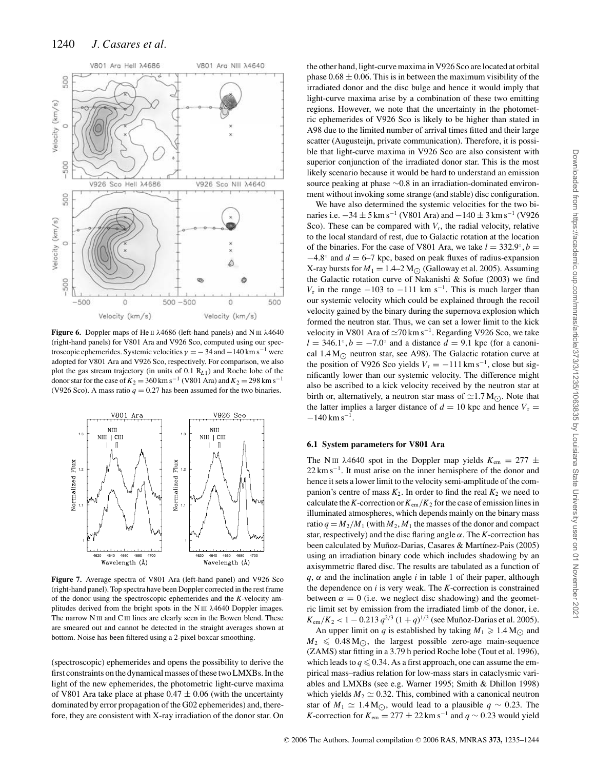**Figure 6.** Doppler maps of He II λ4686 (left-hand panels) and N III λ4640 (right-hand panels) for V801 Ara and V926 Sco, computed using our spectroscopic ephemerides. Systemic velocities $\gamma = -34$ and $-140\,\mathrm{km\,s^{-1}}$ were adopted for V801 Ara and V926 Sco, respectively. For comparison, we also plot the gas stream trajectory (in units of 0.1 $R_{L1}$) and Roche lobe of the donor star for the case of $K_2 = 360\,\mathrm{km\,s^{-1}}$ (V801 Ara) and $K_2 = 298\,\mathrm{km\,s^{-1}}$ (V926 Sco). A mass ratio $q = 0.27$ has been assumed for the two binaries.

**Figure 7.** Average spectra of V801 Ara (left-hand panel) and V926 Sco (right-hand panel). Top spectra have been Doppler corrected in the rest frame of the donor using the spectroscopic ephemerides and the $K$-velocity amplitudes derived from the bright spots in the N III λ4640 Doppler images. The narrow N III and C III lines are clearly seen in the Bowen blend. These are smeared out and cannot be detected in the straight averages shown at bottom. Noise has been filtered using a 2-pixel boxcar smoothing.

(spectroscopic) ephemerides and opens the possibility to derive the first constraints on the dynamical masses of these two LMXBs. In the light of the new ephemerides, the photometric light-curve maxima of V801 Ara take place at phase $0.47 \pm 0.06$ (with the uncertainty dominated by error propagation of the G02 ephemerides) and, therefore, they are consistent with X-ray irradiation of the donor star. On the other hand, light-curve maxima in V926 Sco are located at orbital phase $0.68 \pm 0.06$. This is in between the maximum visibility of the irradiated donor and the disc bulge and hence it would imply that light-curve maxima arise by a combination of these two emitting regions. However, we note that the uncertainty in the photometric ephemerides of V926 Sco is likely to be higher than stated in A98 due to the limited number of arrival times fitted and their large scatter (Augusteijn, private communication). Therefore, it is possible that light-curve maxima in V926 Sco are also consistent with superior conjunction of the irradiated donor star. This is the most likely scenario because it would be hard to understand an emission source peaking at phase ~0.8 in an irradiation-dominated environment without invoking some strange (and stable) disc configuration.

We have also determined the systemic velocities for the two binaries i.e. $-34 \pm 5\,\mathrm{km\,s^{-1}}$ (V801 Ara) and $-140 \pm 3\,\mathrm{km\,s^{-1}}$ (V926 Sco). These can be compared with $V_r$, the radial velocity, relative to the local standard of rest, due to Galactic rotation at the location of the binaries. For the case of V801 Ara, we take $l = 332.9^\circ, b = -4.8^\circ$ and $d = 6$–$7$ kpc, based on peak fluxes of radius-expansion X-ray bursts for $M_1 = 1.4$–$2\,\mathrm{M_\odot}$ (Galloway et al. 2005). Assuming the Galactic rotation curve of Nakanishi & Sofue (2003) we find $V_r$ in the range $-103$ to $-111$ km $\mathrm{s^{-1}}$. This is much larger than our systemic velocity which could be explained through the recoil velocity gained by the binary during the supernova explosion which formed the neutron star. Thus, we can set a lower limit to the kick velocity in V801 Ara of $\simeq 70\,\mathrm{km\,s^{-1}}$. Regarding V926 Sco, we take $l = 346.1^\circ, b = -7.0^\circ$ and a distance $d = 9.1$ kpc (for a canonical $1.4\,\mathrm{M_\odot}$ neutron star, see A98). The Galactic rotation curve at the position of V926 Sco yields $V_r = -111\,\mathrm{km\,s^{-1}}$, close but significantly lower than our systemic velocity. The difference might also be ascribed to a kick velocity received by the neutron star at birth or, alternatively, a neutron star mass of $\simeq 1.7\,\mathrm{M_\odot}$. Note that the latter implies a larger distance of $d = 10$ kpc and hence $V_r = -140\,\mathrm{km\,s^{-1}}$.

### 6.1 System parameters for V801 Ara

The N III λ4640 spot in the Doppler map yields $K_{em} = 277 \pm 22\,\mathrm{km\,s^{-1}}$. It must arise on the inner hemisphere of the donor and hence it sets a lower limit to the velocity semi-amplitude of the companion's centre of mass $K_2$. In order to find the real $K_2$ we need to calculate the $K$-correction or $K_{em}/K_2$ for the case of emission lines in illuminated atmospheres, which depends mainly on the binary mass ratio $q = M_2/M_1$ (with $M_2, M_1$ the masses of the donor and compact star, respectively) and the disc flaring angle $\alpha$. The $K$-correction has been calculated by Muñoz-Darias, Casares & Martínez-Pais (2005) using an irradiation binary code which includes shadowing by an axisymmetric flared disc. The results are tabulated as a function of $q$, $\alpha$ and the inclination angle $i$ in table 1 of their paper, although the dependence on $i$ is very weak. The $K$-correction is constrained between $\alpha = 0$ (i.e. we neglect disc shadowing) and the geometric limit set by emission from the irradiated limb of the donor, i.e. $K_{em}/K_2 < 1 - 0.213\, q^{2/3}\,(1+q)^{1/3}$ (see Muñoz-Darias et al. 2005).

An upper limit on $q$ is established by taking $M_1 \geqslant 1.4\,\mathrm{M_\odot}$ and $M_2 \leqslant 0.48\,\mathrm{M_\odot}$, the largest possible zero-age main-sequence (ZAMS) star fitting in a 3.79 h period Roche lobe (Tout et al. 1996), which leads to $q \leqslant 0.34$. As a first approach, one can assume the empirical mass–radius relation for low-mass stars in cataclysmic variables and LMXBs (see e.g. Warner 1995; Smith & Dhillon 1998) which yields $M_2 \simeq 0.32$. This, combined with a canonical neutron star of $M_1 \simeq 1.4\,\mathrm{M_\odot}$, would lead to a plausible $q \sim 0.23$. The $K$-correction for $K_{em} = 277 \pm 22\,\mathrm{km\,s^{-1}}$ and $q \sim 0.23$ would yield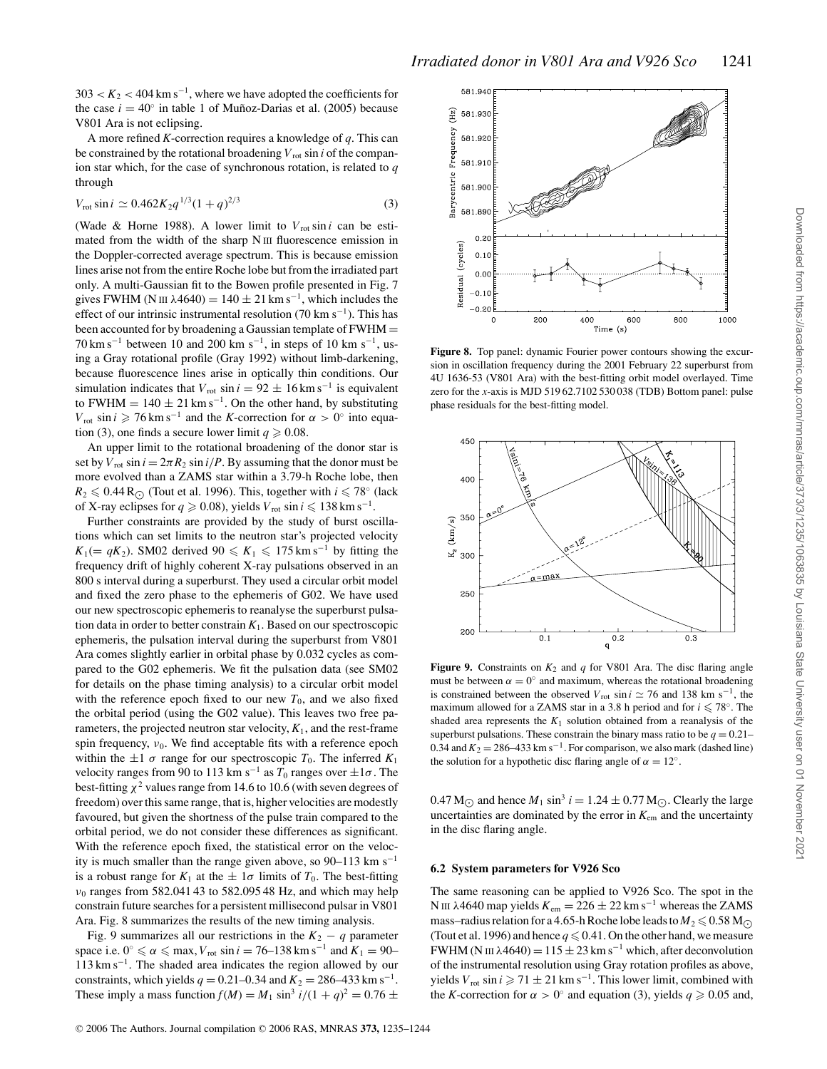$303 < K_2 < 404\,\mathrm{km\,s^{-1}}$, where we have adopted the coefficients for the case $i = 40^\circ$ in table 1 of Muñoz-Darias et al. (2005) because V801 Ara is not eclipsing.

A more refined *K*-correction requires a knowledge of *q*. This can be constrained by the rotational broadening $V_{\rm rot} \sin i$ of the companion star which, for the case of synchronous rotation, is related to *q* through

$$V_{\rm rot} \sin i \simeq 0.462 K_2 q^{1/3} (1+q)^{2/3} \quad (3)$$

(Wade & Horne 1988). A lower limit to $V_{\rm rot} \sin i$ can be estimated from the width of the sharp N III fluorescence emission in the Doppler-corrected average spectrum. This is because emission lines arise not from the entire Roche lobe but from the irradiated part only. A multi-Gaussian fit to the Bowen profile presented in Fig. 7 gives FWHM (N III $\lambda$4640) $= 140 \pm 21\,\mathrm{km\,s^{-1}}$, which includes the effect of our intrinsic instrumental resolution ($70\,\mathrm{km\,s^{-1}}$). This has been accounted for by broadening a Gaussian template of FWHM $= 70\,\mathrm{km\,s^{-1}}$ between 10 and $200\,\mathrm{km\,s^{-1}}$, in steps of $10\,\mathrm{km\,s^{-1}}$, using a Gray rotational profile (Gray 1992) without limb-darkening, because fluorescence lines arise in optically thin conditions. Our simulation indicates that $V_{\rm rot} \sin i = 92 \pm 16\,\mathrm{km\,s^{-1}}$ is equivalent to FWHM $= 140 \pm 21\,\mathrm{km\,s^{-1}}$. On the other hand, by substituting $V_{\rm rot} \sin i \geqslant 76\,\mathrm{km\,s^{-1}}$ and the *K*-correction for $\alpha > 0^\circ$ into equation (3), one finds a secure lower limit $q \geqslant 0.08$.

An upper limit to the rotational broadening of the donor star is set by $V_{\rm rot} \sin i = 2\pi R_2 \sin i / P$. By assuming that the donor must be more evolved than a ZAMS star within a 3.79-h Roche lobe, then $R_2 \leqslant 0.44\,\mathrm{R_\odot}$ (Tout et al. 1996). This, together with $i \leqslant 78^\circ$ (lack of X-ray eclipses for $q \geqslant 0.08$), yields $V_{\rm rot} \sin i \leqslant 138\,\mathrm{km\,s^{-1}}$.

Further constraints are provided by the study of burst oscillations which can set limits to the neutron star's projected velocity $K_1 (= qK_2)$. SM02 derived $90 \leqslant K_1 \leqslant 175\,\mathrm{km\,s^{-1}}$ by fitting the frequency drift of highly coherent X-ray pulsations observed in an 800 s interval during a superburst. They used a circular orbit model and fixed the zero phase to the ephemeris of G02. We have used our new spectroscopic ephemeris to reanalyse the superburst pulsation data in order to better constrain $K_1$. Based on our spectroscopic ephemeris, the pulsation interval during the superburst from V801 Ara comes slightly earlier in orbital phase by 0.032 cycles as compared to the G02 ephemeris. We fit the pulsation data (see SM02 for details on the phase timing analysis) to a circular orbit model with the reference epoch fixed to our new $T_0$, and we also fixed the orbital period (using the G02 value). This leaves two free parameters, the projected neutron star velocity, $K_1$, and the rest-frame spin frequency, $\nu_0$. We find acceptable fits with a reference epoch within the $\pm 1\ \sigma$ range for our spectroscopic $T_0$. The inferred $K_1$ velocity ranges from 90 to $113\,\mathrm{km\,s^{-1}}$ as $T_0$ ranges over $\pm 1\sigma$. The best-fitting $\chi^2$ values range from 14.6 to 10.6 (with seven degrees of freedom) over this same range, that is, higher velocities are modestly favoured, but given the shortness of the pulse train compared to the orbital period, we do not consider these differences as significant. With the reference epoch fixed, the statistical error on the velocity is much smaller than the range given above, so 90–$113\,\mathrm{km\,s^{-1}}$ is a robust range for $K_1$ at the $\pm 1\sigma$ limits of $T_0$. The best-fitting $\nu_0$ ranges from 582.041 43 to 582.095 48 Hz, and which may help constrain future searches for a persistent millisecond pulsar in V801 Ara. Fig. 8 summarizes the results of the new timing analysis.

Fig. 9 summarizes all our restrictions in the $K_2 - q$ parameter space i.e. $0^\circ \leqslant \alpha \leqslant$ max, $V_{\rm rot} \sin i = 76$–$138\,\mathrm{km\,s^{-1}}$ and $K_1 = 90$–$113\,\mathrm{km\,s^{-1}}$. The shaded area indicates the region allowed by our constraints, which yields $q = 0.21$–$0.34$ and $K_2 = 286$–$433\,\mathrm{km\,s^{-1}}$. These imply a mass function $f(M) = M_1 \sin^3 i/(1+q)^2 = 0.76 \pm 0.47\,\mathrm{M_\odot}$ and hence $M_1 \sin^3 i = 1.24 \pm 0.77\,\mathrm{M_\odot}$. Clearly the large uncertainties are dominated by the error in $K_{\rm em}$ and the uncertainty in the disc flaring angle.

**Figure 8.** Top panel: dynamic Fourier power contours showing the excursion in oscillation frequency during the 2001 February 22 superburst from 4U 1636-53 (V801 Ara) with the best-fitting orbit model overlayed. Time zero for the *x*-axis is MJD 519 62.7102 530 038 (TDB) Bottom panel: pulse phase residuals for the best-fitting model.

**Figure 9.** Constraints on $K_2$ and $q$ for V801 Ara. The disc flaring angle must be between $\alpha = 0^\circ$ and maximum, whereas the rotational broadening is constrained between the observed $V_{\rm rot} \sin i \simeq 76$ and $138\,\mathrm{km\,s^{-1}}$, the maximum allowed for a ZAMS star in a 3.8 h period and for $i \leqslant 78^\circ$. The shaded area represents the $K_1$ solution obtained from a reanalysis of the superburst pulsations. These constrain the binary mass ratio to be $q = 0.21$–$0.34$ and $K_2 = 286$–$433\,\mathrm{km\,s^{-1}}$. For comparison, we also mark (dashed line) the solution for a hypothetic disc flaring angle of $\alpha = 12^\circ$.

### 6.2 System parameters for V926 Sco

The same reasoning can be applied to V926 Sco. The spot in the N III $\lambda$4640 map yields $K_{\rm em} = 226 \pm 22\,\mathrm{km\,s^{-1}}$ whereas the ZAMS mass–radius relation for a 4.65-h Roche lobe leads to $M_2 \leqslant 0.58\,\mathrm{M_\odot}$ (Tout et al. 1996) and hence $q \leqslant 0.41$. On the other hand, we measure FWHM (N III $\lambda$4640) $= 115 \pm 23\,\mathrm{km\,s^{-1}}$ which, after deconvolution of the instrumental resolution using Gray rotation profiles as above, yields $V_{\rm rot} \sin i \geqslant 71 \pm 21\,\mathrm{km\,s^{-1}}$. This lower limit, combined with the *K*-correction for $\alpha > 0^\circ$ and equation (3), yields $q \geqslant 0.05$ and,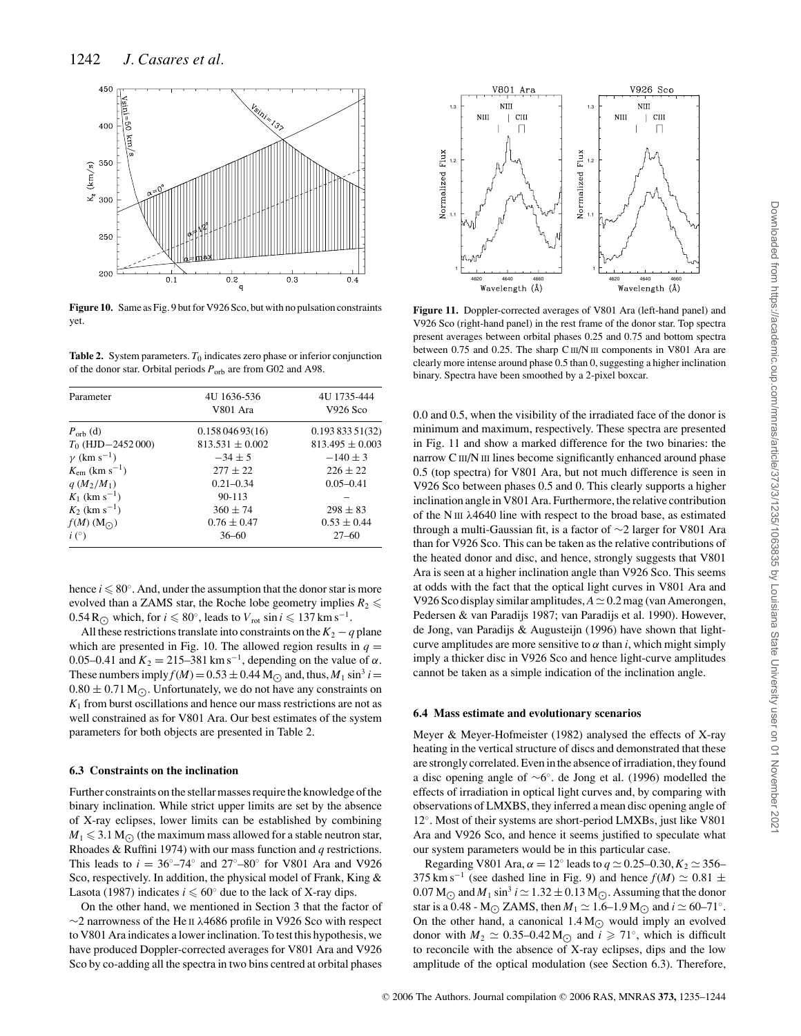**Figure 10.** Same as Fig. 9 but for V926 Sco, but with no pulsation constraints yet.

**Table 2.** System parameters. $T_0$ indicates zero phase or inferior conjunction of the donor star. Orbital periods $P_{\rm orb}$ are from G02 and A98.

| Parameter | 4U 1636-536 V801 Ara | 4U 1735-444 V926 Sco |
|---|---|---|
| $P_{\rm orb}$ (d) | 0.158 046 93(16) | 0.193 833 51(32) |
| $T_0$ (HJD−2452 000) | 813.531 ± 0.002 | 813.495 ± 0.003 |
| $\gamma$ (km s$^{-1}$) | −34 ± 5 | −140 ± 3 |
| $K_{\rm em}$ (km s$^{-1}$) | 277 ± 22 | 226 ± 22 |
| $q$ ($M_2/M_1$) | 0.21–0.34 | 0.05–0.41 |
| $K_1$ (km s$^{-1}$) | 90-113 | – |
| $K_2$ (km s$^{-1}$) | 360 ± 74 | 298 ± 83 |
| $f(M)$ (M$_\odot$) | 0.76 ± 0.47 | 0.53 ± 0.44 |
| $i$ (°) | 36–60 | 27–60 |

hence $i \leqslant 80°$. And, under the assumption that the donor star is more evolved than a ZAMS star, the Roche lobe geometry implies $R_2 \leqslant 0.54\,{\rm R}_\odot$ which, for $i \leqslant 80°$, leads to $V_{\rm rot} \sin i \leqslant 137$ km s$^{-1}$.

All these restrictions translate into constraints on the $K_2 - q$ plane which are presented in Fig. 10. The allowed region results in $q$ = 0.05–0.41 and $K_2$ = 215–381 km s$^{-1}$, depending on the value of $\alpha$. These numbers imply $f(M) = 0.53 \pm 0.44\,{\rm M}_\odot$ and, thus, $M_1 \sin^3 i = 0.80 \pm 0.71\,{\rm M}_\odot$. Unfortunately, we do not have any constraints on $K_1$ from burst oscillations and hence our mass restrictions are not as well constrained as for V801 Ara. Our best estimates of the system parameters for both objects are presented in Table 2.

### 6.3 Constraints on the inclination

Further constraints on the stellar masses require the knowledge of the binary inclination. While strict upper limits are set by the absence of X-ray eclipses, lower limits can be established by combining $M_1 \leqslant 3.1\,{\rm M}_\odot$ (the maximum mass allowed for a stable neutron star, Rhoades & Ruffini 1974) with our mass function and $q$ restrictions. This leads to $i$ = 36°–74° and 27°–80° for V801 Ara and V926 Sco, respectively. In addition, the physical model of Frank, King & Lasota (1987) indicates $i \leqslant 60°$ due to the lack of X-ray dips.

On the other hand, we mentioned in Section 3 that the factor of ∼2 narrowness of the He II λ4686 profile in V926 Sco with respect to V801 Ara indicates a lower inclination. To test this hypothesis, we have produced Doppler-corrected averages for V801 Ara and V926 Sco by co-adding all the spectra in two bins centred at orbital phases 0.0 and 0.5, when the visibility of the irradiated face of the donor is minimum and maximum, respectively. These spectra are presented in Fig. 11 and show a marked difference for the two binaries: the narrow C III/N III lines become significantly enhanced around phase 0.5 (top spectra) for V801 Ara, but not much difference is seen in V926 Sco between phases 0.5 and 0. This clearly supports a higher inclination angle in V801 Ara. Furthermore, the relative contribution of the N III λ4640 line with respect to the broad base, as estimated through a multi-Gaussian fit, is a factor of ∼2 larger for V801 Ara than for V926 Sco. This can be taken as the relative contributions of the heated donor and disc, and hence, strongly suggests that V801 Ara is seen at a higher inclination angle than V926 Sco. This seems at odds with the fact that the optical light curves in V801 Ara and V926 Sco display similar amplitudes, $A \simeq 0.2$ mag (van Amerongen, Pedersen & van Paradijs 1987; van Paradijs et al. 1990). However, de Jong, van Paradijs & Augusteijn (1996) have shown that light-curve amplitudes are more sensitive to $\alpha$ than $i$, which might simply imply a thicker disc in V926 Sco and hence light-curve amplitudes cannot be taken as a simple indication of the inclination angle.

**Figure 11.** Doppler-corrected averages of V801 Ara (left-hand panel) and V926 Sco (right-hand panel) in the rest frame of the donor star. Top spectra present averages between orbital phases 0.25 and 0.75 and bottom spectra between 0.75 and 0.25. The sharp C III/N III components in V801 Ara are clearly more intense around phase 0.5 than 0, suggesting a higher inclination binary. Spectra have been smoothed by a 2-pixel boxcar.

### 6.4 Mass estimate and evolutionary scenarios

Meyer & Meyer-Hofmeister (1982) analysed the effects of X-ray heating in the vertical structure of discs and demonstrated that these are strongly correlated. Even in the absence of irradiation, they found a disc opening angle of ∼6°. de Jong et al. (1996) modelled the effects of irradiation in optical light curves and, by comparing with observations of LMXBS, they inferred a mean disc opening angle of 12°. Most of their systems are short-period LMXBs, just like V801 Ara and V926 Sco, and hence it seems justified to speculate what our system parameters would be in this particular case.

Regarding V801 Ara, $\alpha = 12°$ leads to $q \simeq 0.25$–0.30, $K_2 \simeq 356$–375 km s$^{-1}$ (see dashed line in Fig. 9) and hence $f(M) \simeq 0.81 \pm 0.07\,{\rm M}_\odot$ and $M_1 \sin^3 i \simeq 1.32 \pm 0.13\,{\rm M}_\odot$. Assuming that the donor star is a 0.48 - M$_\odot$ ZAMS, then $M_1 \simeq 1.6$–1.9 M$_\odot$ and $i \simeq 60$–71°. On the other hand, a canonical 1.4 M$_\odot$ would imply an evolved donor with $M_2 \simeq 0.35$–0.42 M$_\odot$ and $i \geqslant 71°$, which is difficult to reconcile with the absence of X-ray eclipses, dips and the low amplitude of the optical modulation (see Section 6.3). Therefore,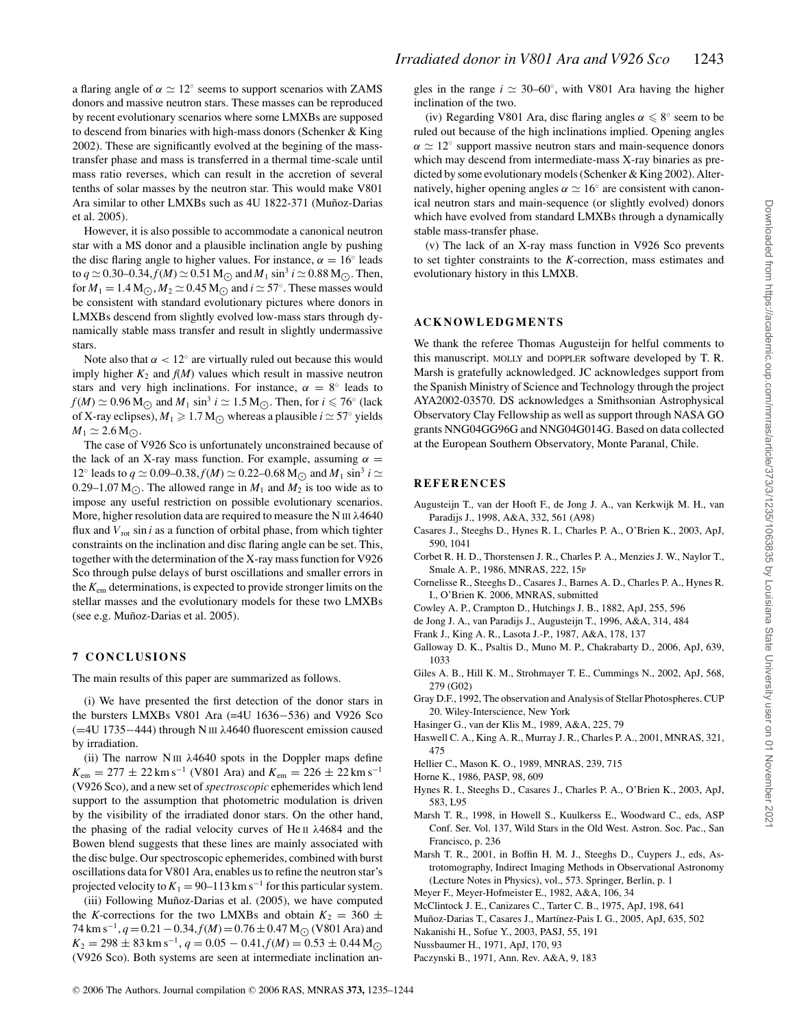a flaring angle of $\alpha \simeq 12^\circ$ seems to support scenarios with ZAMS donors and massive neutron stars. These masses can be reproduced by recent evolutionary scenarios where some LMXBs are supposed to descend from binaries with high-mass donors (Schenker & King 2002). These are significantly evolved at the begining of the mass-transfer phase and mass is transferred in a thermal time-scale until mass ratio reverses, which can result in the accretion of several tenths of solar masses by the neutron star. This would make V801 Ara similar to other LMXBs such as 4U 1822-371 (Muñoz-Darias et al. 2005).

However, it is also possible to accommodate a canonical neutron star with a MS donor and a plausible inclination angle by pushing the disc flaring angle to higher values. For instance, $\alpha = 16^\circ$ leads to $q \simeq 0.30$–$0.34$, $f(M) \simeq 0.51\,\mathrm{M}_\odot$ and $M_1 \sin^3 i \simeq 0.88\,\mathrm{M}_\odot$. Then, for $M_1 = 1.4\,\mathrm{M}_\odot$, $M_2 \simeq 0.45\,\mathrm{M}_\odot$ and $i \simeq 57^\circ$. These masses would be consistent with standard evolutionary pictures where donors in LMXBs descend from slightly evolved low-mass stars through dynamically stable mass transfer and result in slightly undermassive stars.

Note also that $\alpha < 12^\circ$ are virtually ruled out because this would imply higher $K_2$ and $f(M)$ values which result in massive neutron stars and very high inclinations. For instance, $\alpha = 8^\circ$ leads to $f(M) \simeq 0.96\,\mathrm{M}_\odot$ and $M_1 \sin^3 i \simeq 1.5\,\mathrm{M}_\odot$. Then, for $i \leqslant 76^\circ$ (lack of X-ray eclipses), $M_1 \geqslant 1.7\,\mathrm{M}_\odot$ whereas a plausible $i \simeq 57^\circ$ yields $M_1 \simeq 2.6\,\mathrm{M}_\odot$.

The case of V926 Sco is unfortunately unconstrained because of the lack of an X-ray mass function. For example, assuming $\alpha = 12^\circ$ leads to $q \simeq 0.09$–$0.38$, $f(M) \simeq 0.22$–$0.68\,\mathrm{M}_\odot$ and $M_1 \sin^3 i \simeq 0.29$–$1.07\,\mathrm{M}_\odot$. The allowed range in $M_1$ and $M_2$ is too wide as to impose any useful restriction on possible evolutionary scenarios. More, higher resolution data are required to measure the N III $\lambda$4640 flux and $V_{\mathrm{rot}} \sin i$ as a function of orbital phase, from which tighter constraints on the inclination and disc flaring angle can be set. This, together with the determination of the X-ray mass function for V926 Sco through pulse delays of burst oscillations and smaller errors in the $K_{\mathrm{em}}$ determinations, is expected to provide stronger limits on the stellar masses and the evolutionary models for these two LMXBs (see e.g. Muñoz-Darias et al. 2005).

## 7 CONCLUSIONS

The main results of this paper are summarized as follows.

(i) We have presented the first detection of the donor stars in the bursters LMXBs V801 Ara (=4U 1636−536) and V926 Sco (=4U 1735−444) through N III $\lambda$4640 fluorescent emission caused by irradiation.

(ii) The narrow N III $\lambda$4640 spots in the Doppler maps define $K_{\mathrm{em}} = 277 \pm 22\,\mathrm{km\,s^{-1}}$ (V801 Ara) and $K_{\mathrm{em}} = 226 \pm 22\,\mathrm{km\,s^{-1}}$ (V926 Sco), and a new set of *spectroscopic* ephemerides which lend support to the assumption that photometric modulation is driven by the visibility of the irradiated donor stars. On the other hand, the phasing of the radial velocity curves of He II $\lambda$4684 and the Bowen blend suggests that these lines are mainly associated with the disc bulge. Our spectroscopic ephemerides, combined with burst oscillations data for V801 Ara, enables us to refine the neutron star's projected velocity to $K_1 = 90$–$113\,\mathrm{km\,s^{-1}}$ for this particular system.

(iii) Following Muñoz-Darias et al. (2005), we have computed the *K*-corrections for the two LMXBs and obtain $K_2 = 360 \pm 74\,\mathrm{km\,s^{-1}}$, $q = 0.21 - 0.34$, $f(M) = 0.76 \pm 0.47\,\mathrm{M}_\odot$ (V801 Ara) and $K_2 = 298 \pm 83\,\mathrm{km\,s^{-1}}$, $q = 0.05 - 0.41$, $f(M) = 0.53 \pm 0.44\,\mathrm{M}_\odot$ (V926 Sco). Both systems are seen at intermediate inclination angles in the range $i \simeq 30$–$60^\circ$, with V801 Ara having the higher inclination of the two.

(iv) Regarding V801 Ara, disc flaring angles $\alpha \leqslant 8^\circ$ seem to be ruled out because of the high inclinations implied. Opening angles $\alpha \simeq 12^\circ$ support massive neutron stars and main-sequence donors which may descend from intermediate-mass X-ray binaries as predicted by some evolutionary models (Schenker & King 2002). Alternatively, higher opening angles $\alpha \simeq 16^\circ$ are consistent with canonical neutron stars and main-sequence (or slightly evolved) donors which have evolved from standard LMXBs through a dynamically stable mass-transfer phase.

(v) The lack of an X-ray mass function in V926 Sco prevents to set tighter constraints to the *K*-correction, mass estimates and evolutionary history in this LMXB.

## ACKNOWLEDGMENTS

We thank the referee Thomas Augusteijn for helful comments to this manuscript. MOLLY and DOPPLER software developed by T. R. Marsh is gratefully acknowledged. JC acknowledges support from the Spanish Ministry of Science and Technology through the project AYA2002-03570. DS acknowledges a Smithsonian Astrophysical Observatory Clay Fellowship as well as support through NASA GO grants NNG04GG96G and NNG04G014G. Based on data collected at the European Southern Observatory, Monte Paranal, Chile.

## REFERENCES

Augusteijn T., van der Hooft F., de Jong J. A., van Kerkwijk M. H., van Paradijs J., 1998, A&A, 332, 561 (A98)

Casares J., Steeghs D., Hynes R. I., Charles P. A., O'Brien K., 2003, ApJ, 590, 1041

Corbet R. H. D., Thorstensen J. R., Charles P. A., Menzies J. W., Naylor T., Smale A. P., 1986, MNRAS, 222, 15P

Cornelisse R., Steeghs D., Casares J., Barnes A. D., Charles P. A., Hynes R. I., O'Brien K. 2006, MNRAS, submitted

Cowley A. P., Crampton D., Hutchings J. B., 1882, ApJ, 255, 596

de Jong J. A., van Paradijs J., Augusteijn T., 1996, A&A, 314, 484

Frank J., King A. R., Lasota J.-P., 1987, A&A, 178, 137

Galloway D. K., Psaltis D., Muno M. P., Chakrabarty D., 2006, ApJ, 639, 1033

Giles A. B., Hill K. M., Strohmayer T. E., Cummings N., 2002, ApJ, 568, 279 (G02)

Gray D.F., 1992, The observation and Analysis of Stellar Photospheres. CUP 20. Wiley-Interscience, New York

Hasinger G., van der Klis M., 1989, A&A, 225, 79

Haswell C. A., King A. R., Murray J. R., Charles P. A., 2001, MNRAS, 321, 475

Hellier C., Mason K. O., 1989, MNRAS, 239, 715

Horne K., 1986, PASP, 98, 609

Hynes R. I., Steeghs D., Casares J., Charles P. A., O'Brien K., 2003, ApJ, 583, L95

Marsh T. R., 1998, in Howell S., Kuulkerss E., Woodward C., eds, ASP Conf. Ser. Vol. 137, Wild Stars in the Old West. Astron. Soc. Pac., San Francisco, p. 236

Marsh T. R., 2001, in Boffin H. M. J., Steeghs D., Cuypers J., eds, Astrotomography, Indirect Imaging Methods in Observational Astronomy (Lecture Notes in Physics), vol., 573. Springer, Berlin, p. 1

Meyer F., Meyer-Hofmeister E., 1982, A&A, 106, 34

McClintock J. E., Canizares C., Tarter C. B., 1975, ApJ, 198, 641

Muñoz-Darias T., Casares J., Martínez-Pais I. G., 2005, ApJ, 635, 502

Nakanishi H., Sofue Y., 2003, PASJ, 55, 191

Nussbaumer H., 1971, ApJ, 170, 93

Paczynski B., 1971, Ann. Rev. A&A, 9, 183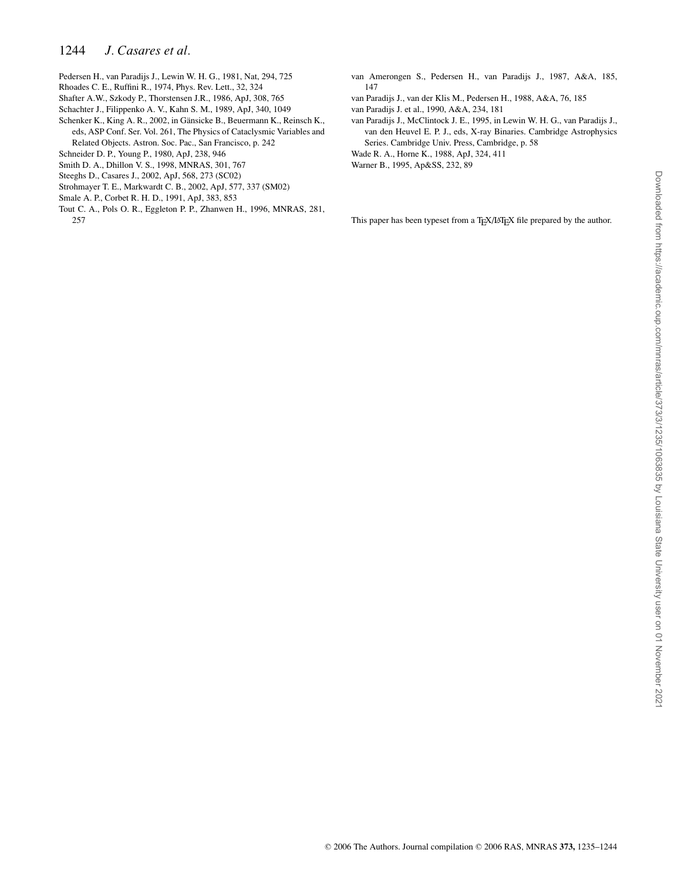Pedersen H., van Paradijs J., Lewin W. H. G., 1981, Nat, 294, 725

Rhoades C. E., Ruffini R., 1974, Phys. Rev. Lett., 32, 324

Shafter A.W., Szkody P., Thorstensen J.R., 1986, ApJ, 308, 765

Schachter J., Filippenko A. V., Kahn S. M., 1989, ApJ, 340, 1049

Schenker K., King A. R., 2002, in Gänsicke B., Beuermann K., Reinsch K., eds, ASP Conf. Ser. Vol. 261, The Physics of Cataclysmic Variables and Related Objects. Astron. Soc. Pac., San Francisco, p. 242

Schneider D. P., Young P., 1980, ApJ, 238, 946

Smith D. A., Dhillon V. S., 1998, MNRAS, 301, 767

Steeghs D., Casares J., 2002, ApJ, 568, 273 (SC02)

Strohmayer T. E., Markwardt C. B., 2002, ApJ, 577, 337 (SM02)

Smale A. P., Corbet R. H. D., 1991, ApJ, 383, 853

Tout C. A., Pols O. R., Eggleton P. P., Zhanwen H., 1996, MNRAS, 281, 257

van Amerongen S., Pedersen H., van Paradijs J., 1987, A&A, 185, 147

van Paradijs J., van der Klis M., Pedersen H., 1988, A&A, 76, 185

van Paradijs J. et al., 1990, A&A, 234, 181

van Paradijs J., McClintock J. E., 1995, in Lewin W. H. G., van Paradijs J., van den Heuvel E. P. J., eds, X-ray Binaries. Cambridge Astrophysics Series. Cambridge Univ. Press, Cambridge, p. 58

Wade R. A., Horne K., 1988, ApJ, 324, 411

Warner B., 1995, Ap&SS, 232, 89

This paper has been typeset from a TEX/LATEX file prepared by the author.